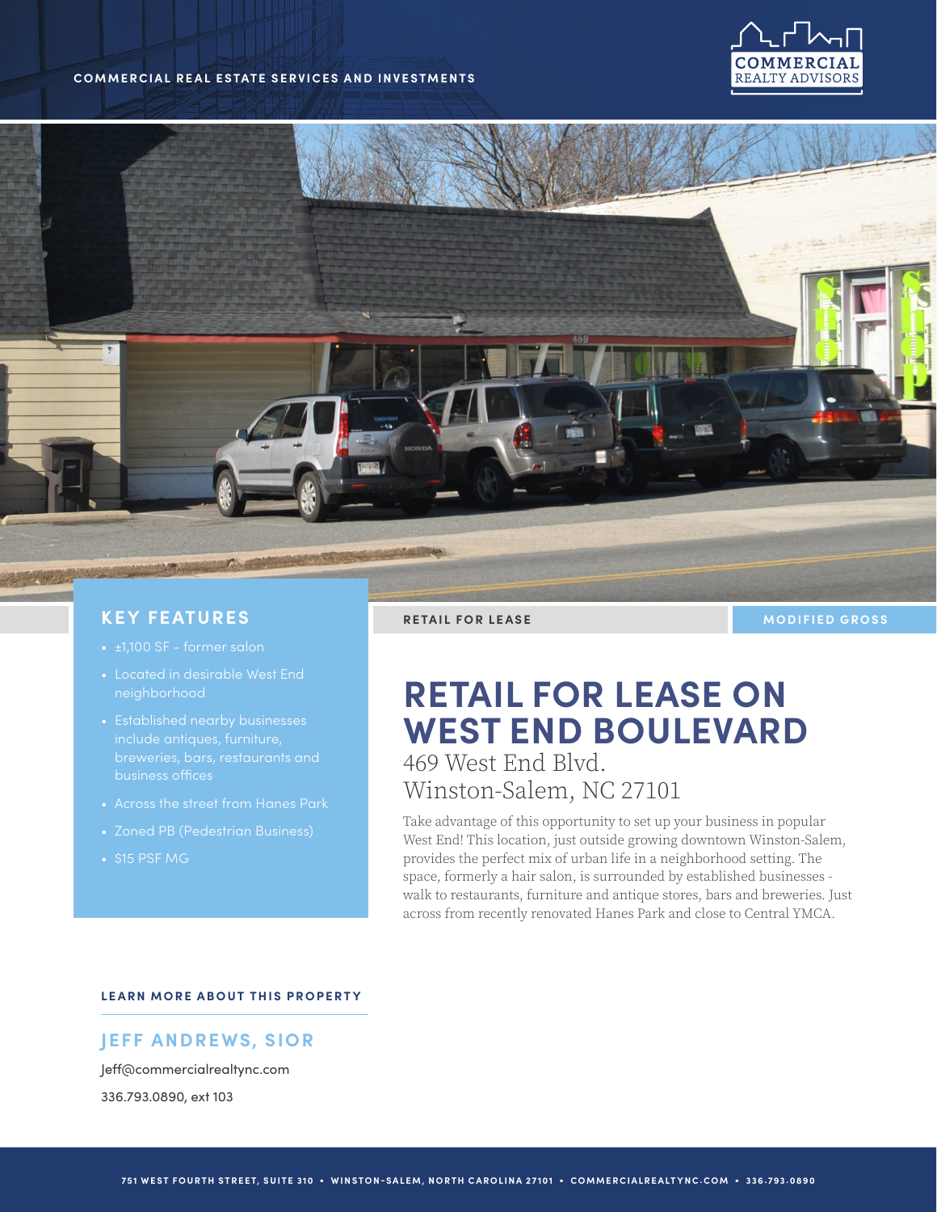COMMERCIAL REAL ESTATE SERVICES AND INVESTMENTS

COMMERCIAL REALTY ADVISORS

## KEY FEATURES

- ±1,100 SF – former salon
- Located in desirable West End neighborhood
- Established nearby businesses include antiques, furniture, breweries, bars, restaurants and business offices
- Across the street from Hanes Park
- Zoned PB (Pedestrian Business)
- $15 PSF MG

**RETAIL FOR LEASE** | **MODIFIED GROSS**

# RETAIL FOR LEASE ON WEST END BOULEVARD

469 West End Blvd.
Winston-Salem, NC 27101

Take advantage of this opportunity to set up your business in popular West End! This location, just outside growing downtown Winston-Salem, provides the perfect mix of urban life in a neighborhood setting. The space, formerly a hair salon, is surrounded by established businesses - walk to restaurants, furniture and antique stores, bars and breweries. Just across from recently renovated Hanes Park and close to Central YMCA.

### LEARN MORE ABOUT THIS PROPERTY

**JEFF ANDREWS, SIOR**

Jeff@commercialrealtync.com

336.793.0890, ext 103

751 WEST FOURTH STREET, SUITE 310 • WINSTON-SALEM, NORTH CAROLINA 27101 • COMMERCIALREALTYNC.COM • 336.793.0890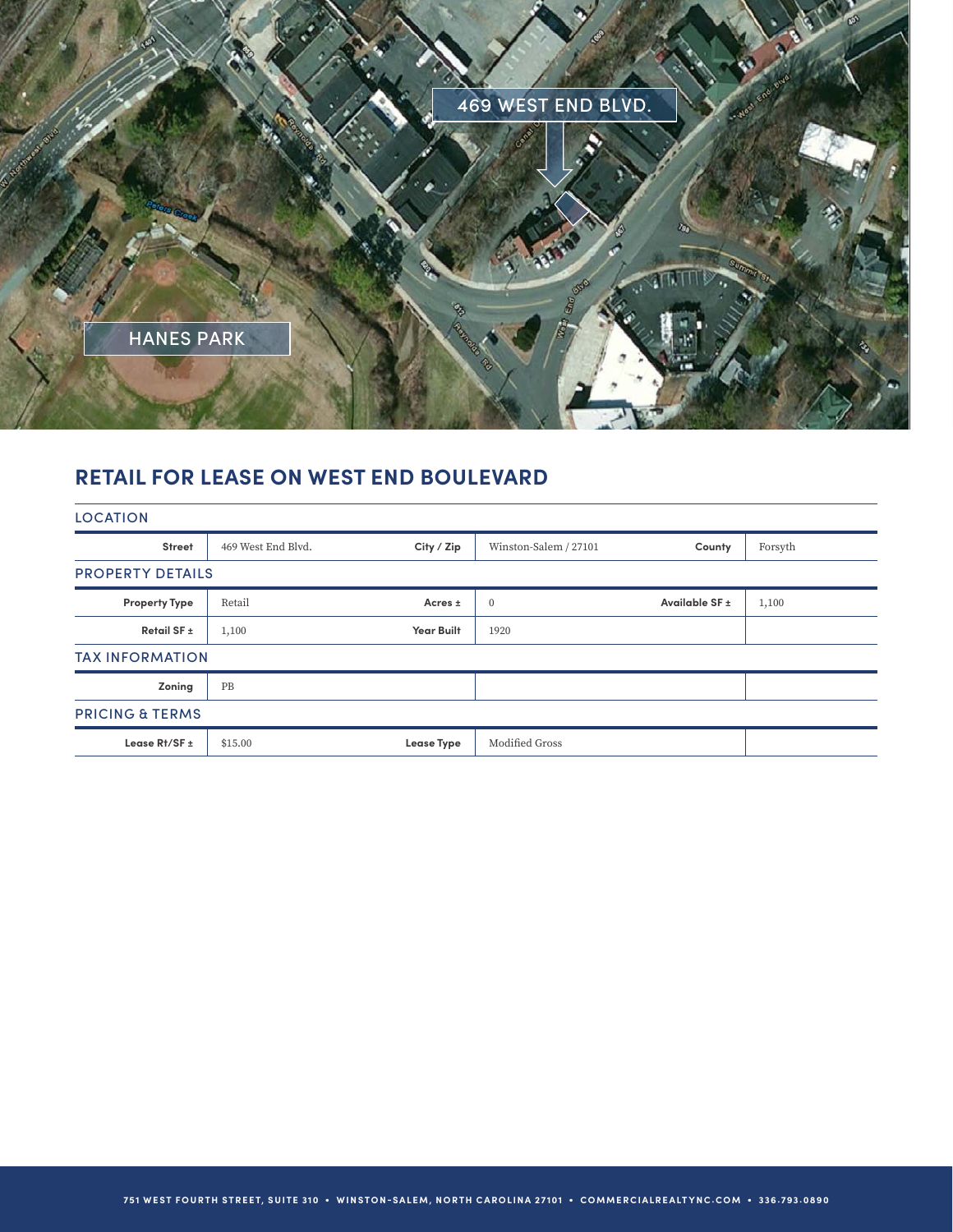469 WEST END BLVD.

HANES PARK

## RETAIL FOR LEASE ON WEST END BOULEVARD

### LOCATION

| | | | | | |
|---|---|---|---|---|---|
| **Street** | 469 West End Blvd. | **City / Zip** | Winston-Salem / 27101 | **County** | Forsyth |

### PROPERTY DETAILS

| | | | | | |
|---|---|---|---|---|---|
| **Property Type** | Retail | **Acres ±** | 0 | **Available SF ±** | 1,100 |
| **Retail SF ±** | 1,100 | **Year Built** | 1920 | | |

### TAX INFORMATION

| | | | |
|---|---|---|---|
| **Zoning** | PB | | |

### PRICING & TERMS

| | | | |
|---|---|---|---|
| **Lease Rt/SF ±** | $15.00 | **Lease Type** | Modified Gross |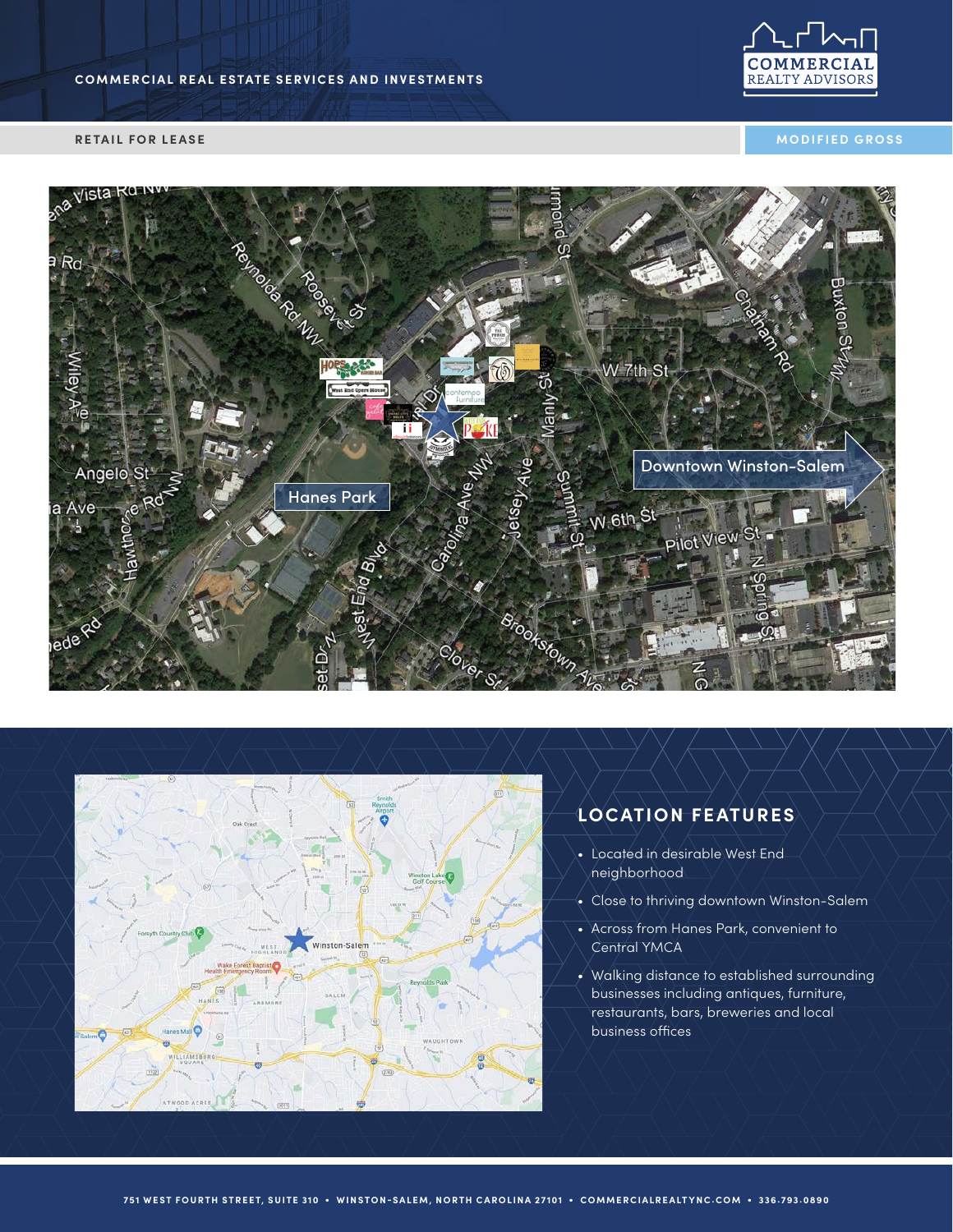COMMERCIAL REAL ESTATE SERVICES AND INVESTMENTS

COMMERCIAL REALTY ADVISORS

RETAIL FOR LEASE

MODIFIED GROSS

Hanes Park

Downtown Winston-Salem

## LOCATION FEATURES

- Located in desirable West End neighborhood
- Close to thriving downtown Winston-Salem
- Across from Hanes Park, convenient to Central YMCA
- Walking distance to established surrounding businesses including antiques, furniture, restaurants, bars, breweries and local business offices

751 WEST FOURTH STREET, SUITE 310 • WINSTON-SALEM, NORTH CAROLINA 27101 • COMMERCIALREALTYNC.COM • 336.793.0890